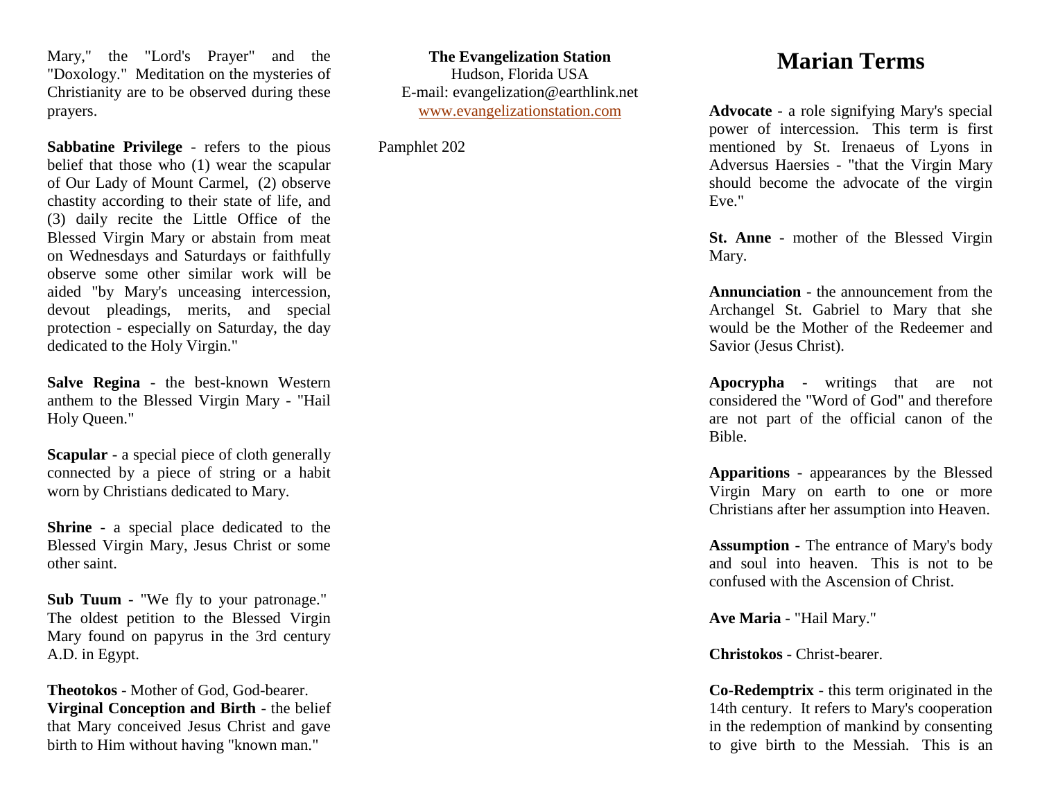Mary," the "Lord's Prayer" and the "Doxology." Meditation on the mysteries of Christianity are to be observed during these prayers.

**Sabbatine Privilege** - refers to the pious belief that those who (1) wear the scapular of Our Lady of Mount Carmel, (2) observe chastity according to their state of life, and (3) daily recite the Little Office of the Blessed Virgin Mary or abstain from meat on Wednesdays and Saturdays or faithfully observe some other similar work will be aided "by Mary's unceasing intercession, devout pleadings, merits, and special protection - especially on Saturday, the day dedicated to the Holy Virgin."

**Salve Regina** - the best-known Western anthem to the Blessed Virgin Mary - "Hail Holy Queen."

**Scapular** - a special piece of cloth generally connected by a piece of string or a habit worn by Christians dedicated to Mary.

**Shrine** - a special place dedicated to the Blessed Virgin Mary, Jesus Christ or some other saint.

**Sub Tuum** - "We fly to your patronage." The oldest petition to the Blessed Virgin Mary found on papyrus in the 3rd century A.D. in Egypt.

**Theotokos** - Mother of God, God-bearer.

**Virginal Conception and Birth** - the belief that Mary conceived Jesus Christ and gave birth to Him without having "known man."

**The Evangelization Station**
Hudson, Florida USA
E-mail: evangelization@earthlink.net
www.evangelizationstation.com

Pamphlet 202

# Marian Terms

**Advocate** - a role signifying Mary's special power of intercession. This term is first mentioned by St. Irenaeus of Lyons in Adversus Haersies - "that the Virgin Mary should become the advocate of the virgin Eve."

**St. Anne** - mother of the Blessed Virgin Mary.

**Annunciation** - the announcement from the Archangel St. Gabriel to Mary that she would be the Mother of the Redeemer and Savior (Jesus Christ).

**Apocrypha** - writings that are not considered the "Word of God" and therefore are not part of the official canon of the Bible.

**Apparitions** - appearances by the Blessed Virgin Mary on earth to one or more Christians after her assumption into Heaven.

**Assumption** - The entrance of Mary's body and soul into heaven. This is not to be confused with the Ascension of Christ.

**Ave Maria** - "Hail Mary."

**Christokos** - Christ-bearer.

**Co-Redemptrix** - this term originated in the 14th century. It refers to Mary's cooperation in the redemption of mankind by consenting to give birth to the Messiah. This is an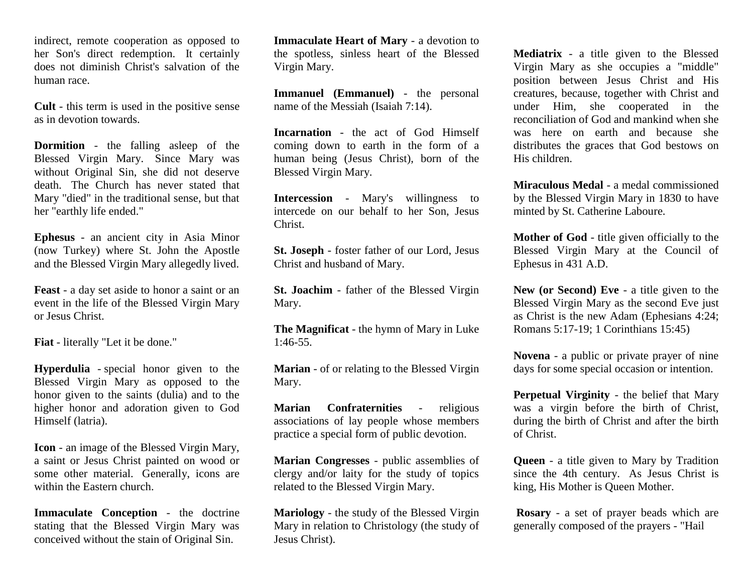indirect, remote cooperation as opposed to her Son's direct redemption. It certainly does not diminish Christ's salvation of the human race.

**Cult** - this term is used in the positive sense as in devotion towards.

**Dormition** - the falling asleep of the Blessed Virgin Mary. Since Mary was without Original Sin, she did not deserve death. The Church has never stated that Mary "died" in the traditional sense, but that her "earthly life ended."

**Ephesus** - an ancient city in Asia Minor (now Turkey) where St. John the Apostle and the Blessed Virgin Mary allegedly lived.

**Feast** - a day set aside to honor a saint or an event in the life of the Blessed Virgin Mary or Jesus Christ.

**Fiat** - literally "Let it be done."

**Hyperdulia** - special honor given to the Blessed Virgin Mary as opposed to the honor given to the saints (dulia) and to the higher honor and adoration given to God Himself (latria).

**Icon** - an image of the Blessed Virgin Mary, a saint or Jesus Christ painted on wood or some other material. Generally, icons are within the Eastern church.

**Immaculate Conception** - the doctrine stating that the Blessed Virgin Mary was conceived without the stain of Original Sin.

**Immaculate Heart of Mary** - a devotion to the spotless, sinless heart of the Blessed Virgin Mary.

**Immanuel (Emmanuel)** - the personal name of the Messiah (Isaiah 7:14).

**Incarnation** - the act of God Himself coming down to earth in the form of a human being (Jesus Christ), born of the Blessed Virgin Mary.

**Intercession** - Mary's willingness to intercede on our behalf to her Son, Jesus Christ.

**St. Joseph** - foster father of our Lord, Jesus Christ and husband of Mary.

**St. Joachim** - father of the Blessed Virgin Mary.

**The Magnificat** - the hymn of Mary in Luke 1:46-55.

**Marian** - of or relating to the Blessed Virgin Mary.

**Marian Confraternities** - religious associations of lay people whose members practice a special form of public devotion.

**Marian Congresses** - public assemblies of clergy and/or laity for the study of topics related to the Blessed Virgin Mary.

**Mariology** - the study of the Blessed Virgin Mary in relation to Christology (the study of Jesus Christ).

**Mediatrix** - a title given to the Blessed Virgin Mary as she occupies a "middle" position between Jesus Christ and His creatures, because, together with Christ and under Him, she cooperated in the reconciliation of God and mankind when she was here on earth and because she distributes the graces that God bestows on His children.

**Miraculous Medal** - a medal commissioned by the Blessed Virgin Mary in 1830 to have minted by St. Catherine Laboure.

**Mother of God** - title given officially to the Blessed Virgin Mary at the Council of Ephesus in 431 A.D.

**New (or Second) Eve** - a title given to the Blessed Virgin Mary as the second Eve just as Christ is the new Adam (Ephesians 4:24; Romans 5:17-19; 1 Corinthians 15:45)

**Novena** - a public or private prayer of nine days for some special occasion or intention.

**Perpetual Virginity** - the belief that Mary was a virgin before the birth of Christ, during the birth of Christ and after the birth of Christ.

**Queen** - a title given to Mary by Tradition since the 4th century. As Jesus Christ is king, His Mother is Queen Mother.

**Rosary** - a set of prayer beads which are generally composed of the prayers - "Hail